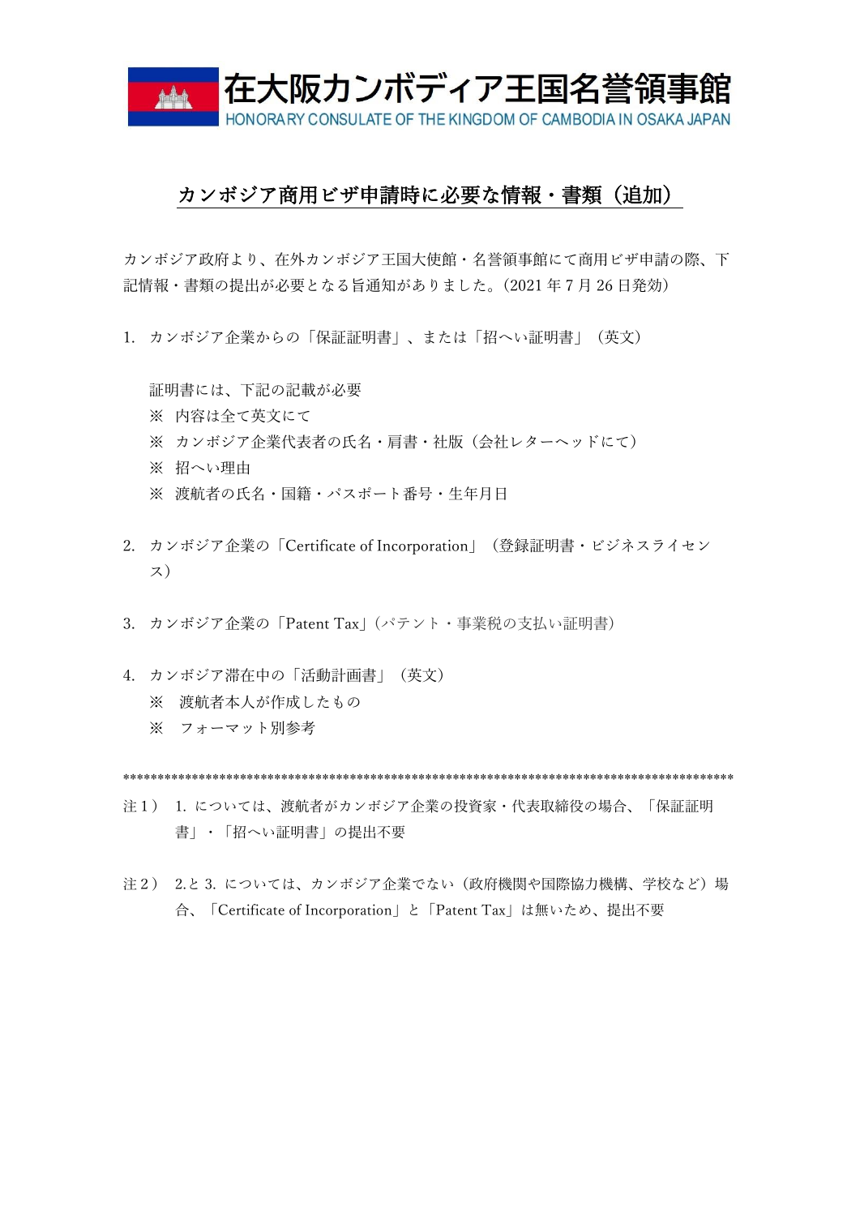# 在大阪カンボディア王国名誉領事館

HONORARY CONSULATE OF THE KINGDOM OF CAMBODIA IN OSAKA JAPAN

## カンボジア商用ビザ申請時に必要な情報・書類（追加）

カンボジア政府より、在外カンボジア王国大使館・名誉領事館にて商用ビザ申請の際、下記情報・書類の提出が必要となる旨通知がありました。(2021 年 7 月 26 日発効)

1. カンボジア企業からの「保証証明書」、または「招へい証明書」（英文）

   証明書には、下記の記載が必要
   ※ 内容は全て英文にて
   ※ カンボジア企業代表者の氏名・肩書・社版（会社レターヘッドにて）
   ※ 招へい理由
   ※ 渡航者の氏名・国籍・パスポート番号・生年月日

2. カンボジア企業の「Certificate of Incorporation」（登録証明書・ビジネスライセンス）

3. カンボジア企業の「Patent Tax」(パテント・事業税の支払い証明書)

4. カンボジア滞在中の「活動計画書」（英文）
   ※ 渡航者本人が作成したもの
   ※ フォーマット別参考

*******************************************************************************************

注１） 1. については、渡航者がカンボジア企業の投資家・代表取締役の場合、「保証証明書」・「招へい証明書」の提出不要

注２） 2.と 3. については、カンボジア企業でない（政府機関や国際協力機構、学校など）場合、「Certificate of Incorporation」と「Patent Tax」は無いため、提出不要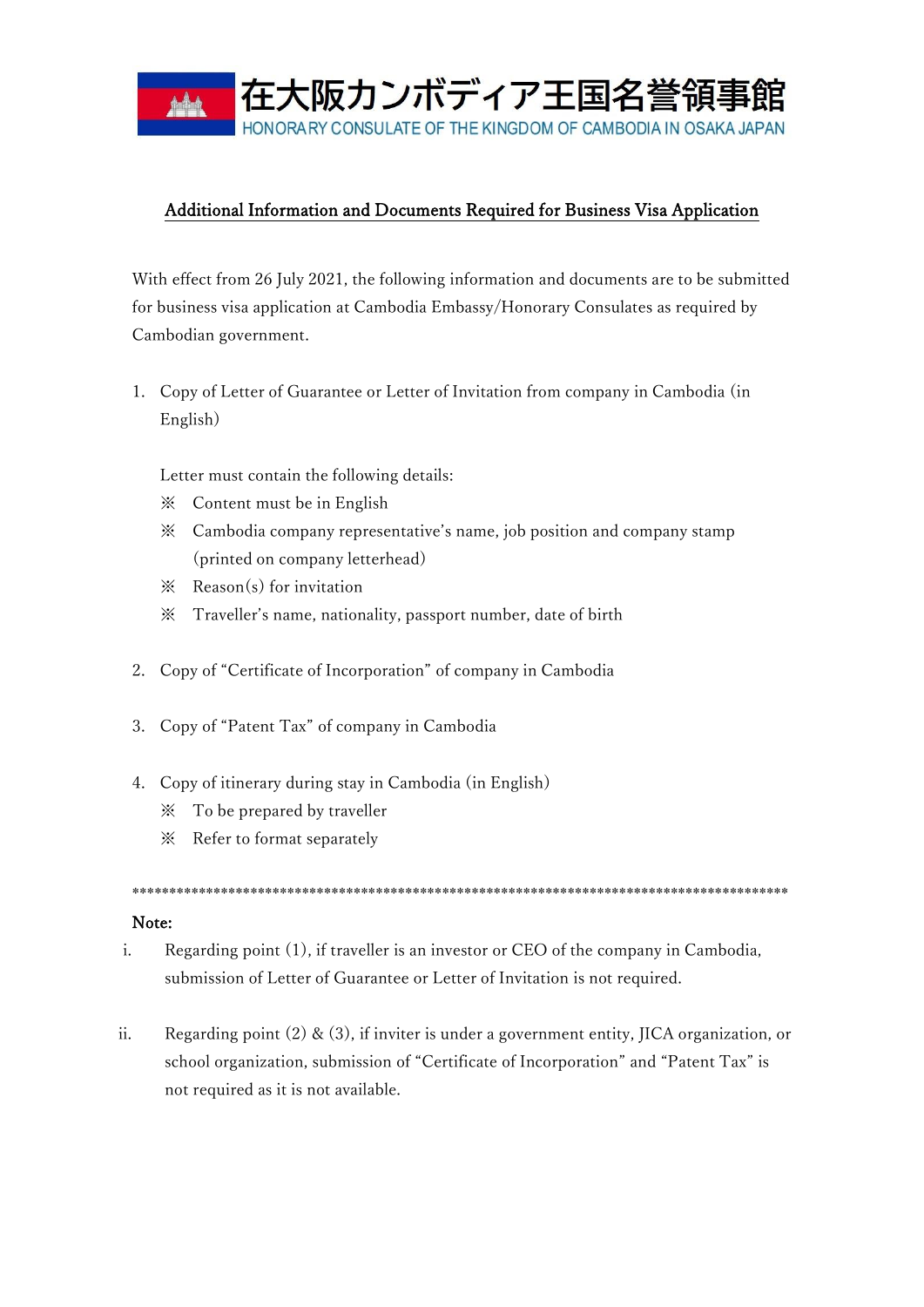在大阪カンボディア王国名誉領事館
HONORARY CONSULATE OF THE KINGDOM OF CAMBODIA IN OSAKA JAPAN

## Additional Information and Documents Required for Business Visa Application

With effect from 26 July 2021, the following information and documents are to be submitted for business visa application at Cambodia Embassy/Honorary Consulates as required by Cambodian government.

1. Copy of Letter of Guarantee or Letter of Invitation from company in Cambodia (in English)

   Letter must contain the following details:
   ※ Content must be in English
   ※ Cambodia company representative's name, job position and company stamp (printed on company letterhead)
   ※ Reason(s) for invitation
   ※ Traveller's name, nationality, passport number, date of birth

2. Copy of "Certificate of Incorporation" of company in Cambodia

3. Copy of "Patent Tax" of company in Cambodia

4. Copy of itinerary during stay in Cambodia (in English)
   ※ To be prepared by traveller
   ※ Refer to format separately

*******************************************************************************************

Note:

i. Regarding point (1), if traveller is an investor or CEO of the company in Cambodia, submission of Letter of Guarantee or Letter of Invitation is not required.

ii. Regarding point (2) & (3), if inviter is under a government entity, JICA organization, or school organization, submission of "Certificate of Incorporation" and "Patent Tax" is not required as it is not available.